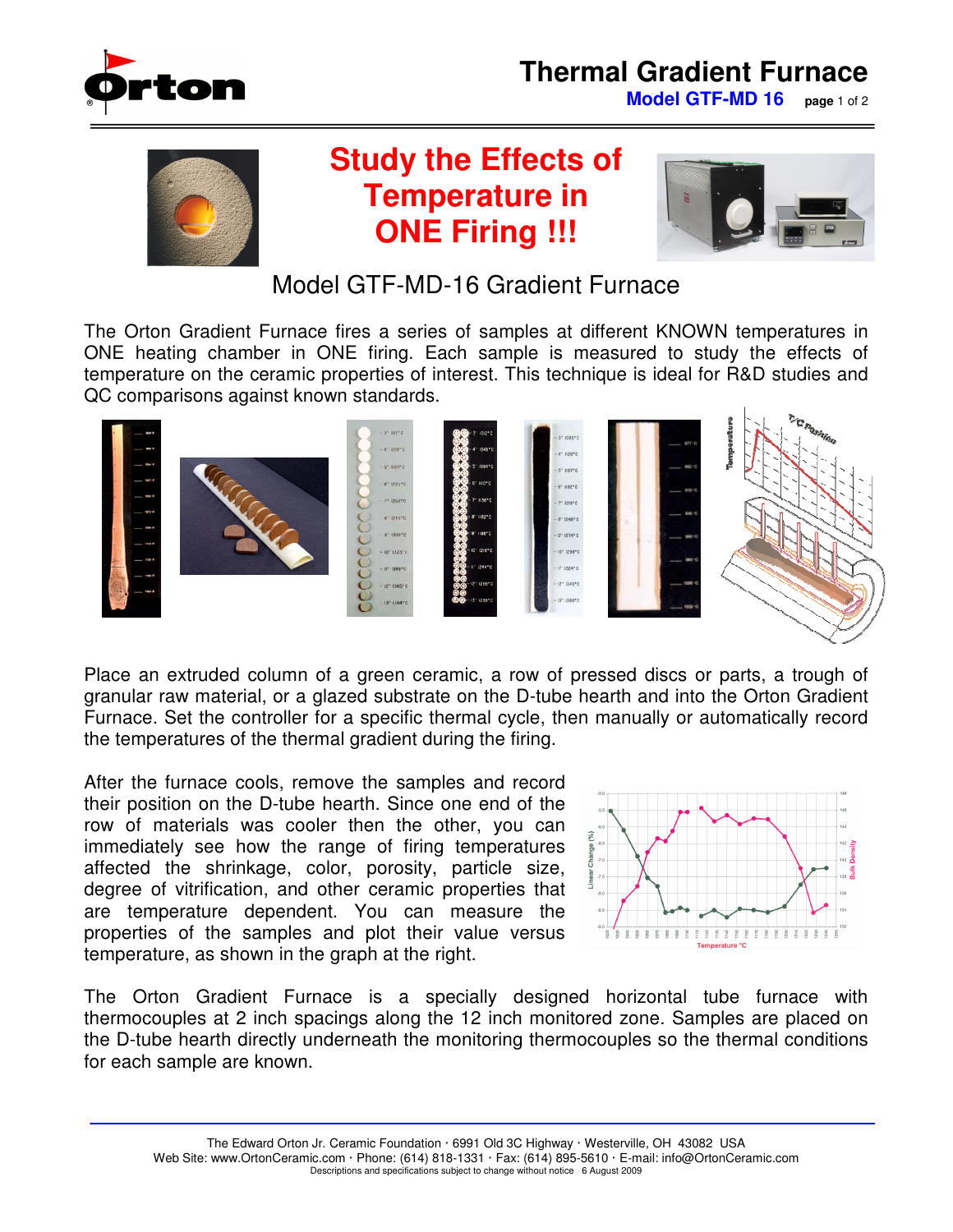# Thermal Gradient Furnace

**Model GTF-MD 16**

## Study the Effects of Temperature in ONE Firing !!!

### Model GTF-MD-16 Gradient Furnace

The Orton Gradient Furnace fires a series of samples at different KNOWN temperatures in ONE heating chamber in ONE firing. Each sample is measured to study the effects of temperature on the ceramic properties of interest. This technique is ideal for R&D studies and QC comparisons against known standards.

Place an extruded column of a green ceramic, a row of pressed discs or parts, a trough of granular raw material, or a glazed substrate on the D-tube hearth and into the Orton Gradient Furnace. Set the controller for a specific thermal cycle, then manually or automatically record the temperatures of the thermal gradient during the firing.

After the furnace cools, remove the samples and record their position on the D-tube hearth. Since one end of the row of materials was cooler then the other, you can immediately see how the range of firing temperatures affected the shrinkage, color, porosity, particle size, degree of vitrification, and other ceramic properties that are temperature dependent. You can measure the properties of the samples and plot their value versus temperature, as shown in the graph at the right.

The Orton Gradient Furnace is a specially designed horizontal tube furnace with thermocouples at 2 inch spacings along the 12 inch monitored zone. Samples are placed on the D-tube hearth directly underneath the monitoring thermocouples so the thermal conditions for each sample are known.

The Edward Orton Jr. Ceramic Foundation · 6991 Old 3C Highway · Westerville, OH 43082 USA
Web Site: www.OrtonCeramic.com · Phone: (614) 818-1331 · Fax: (614) 895-5610 · E-mail: info@OrtonCeramic.com
Descriptions and specifications subject to change without notice 6 August 2009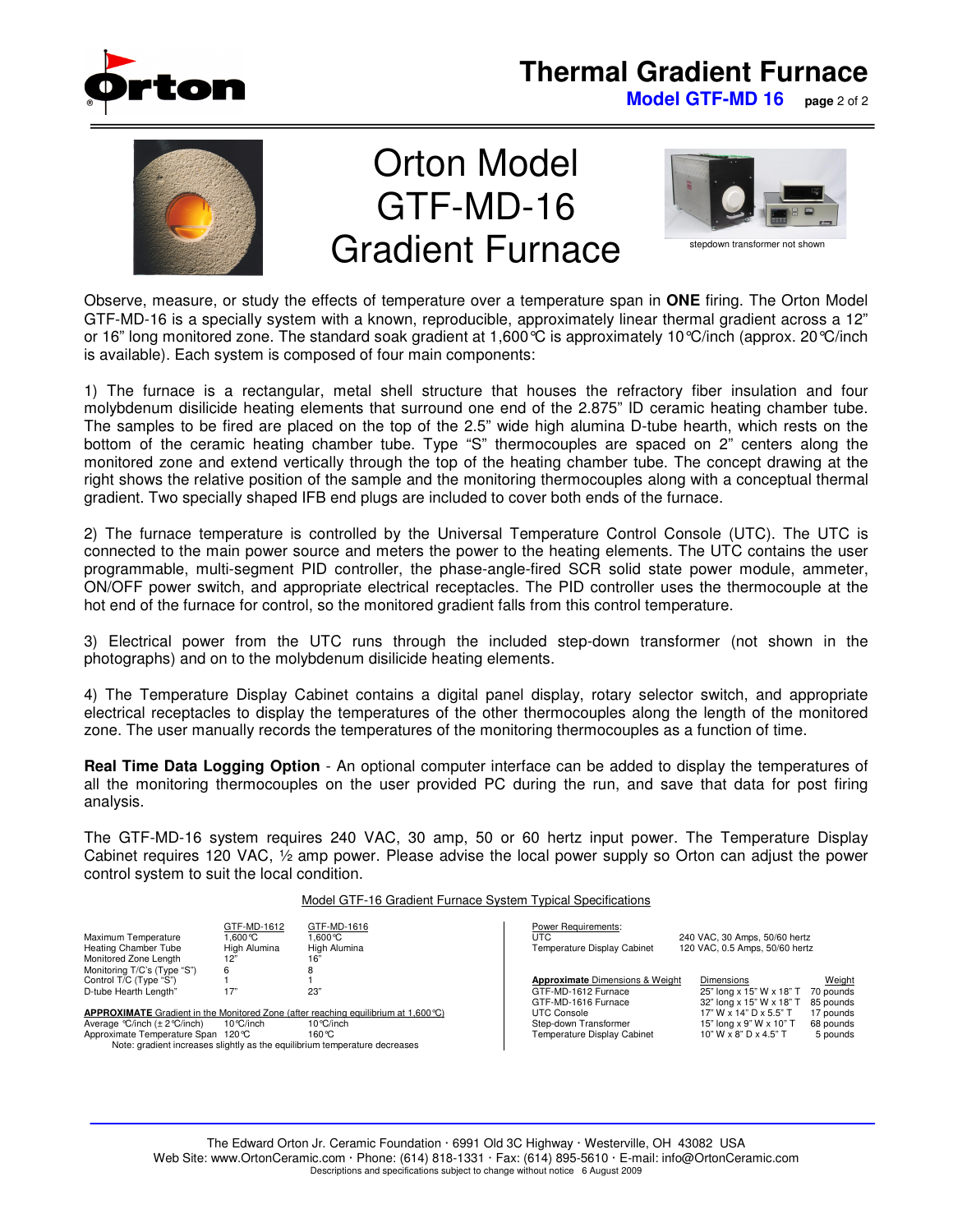# Orton Model GTF-MD-16 Gradient Furnace

stepdown transformer not shown

Observe, measure, or study the effects of temperature over a temperature span in **ONE** firing. The Orton Model GTF-MD-16 is a specially system with a known, reproducible, approximately linear thermal gradient across a 12" or 16" long monitored zone. The standard soak gradient at 1,600°C is approximately 10°C/inch (approx. 20°C/inch is available). Each system is composed of four main components:

1) The furnace is a rectangular, metal shell structure that houses the refractory fiber insulation and four molybdenum disilicide heating elements that surround one end of the 2.875" ID ceramic heating chamber tube. The samples to be fired are placed on the top of the 2.5" wide high alumina D-tube hearth, which rests on the bottom of the ceramic heating chamber tube. Type "S" thermocouples are spaced on 2" centers along the monitored zone and extend vertically through the top of the heating chamber tube. The concept drawing at the right shows the relative position of the sample and the monitoring thermocouples along with a conceptual thermal gradient. Two specially shaped IFB end plugs are included to cover both ends of the furnace.

2) The furnace temperature is controlled by the Universal Temperature Control Console (UTC). The UTC is connected to the main power source and meters the power to the heating elements. The UTC contains the user programmable, multi-segment PID controller, the phase-angle-fired SCR solid state power module, ammeter, ON/OFF power switch, and appropriate electrical receptacles. The PID controller uses the thermocouple at the hot end of the furnace for control, so the monitored gradient falls from this control temperature.

3) Electrical power from the UTC runs through the included step-down transformer (not shown in the photographs) and on to the molybdenum disilicide heating elements.

4) The Temperature Display Cabinet contains a digital panel display, rotary selector switch, and appropriate electrical receptacles to display the temperatures of the other thermocouples along the length of the monitored zone. The user manually records the temperatures of the monitoring thermocouples as a function of time.

**Real Time Data Logging Option** - An optional computer interface can be added to display the temperatures of all the monitoring thermocouples on the user provided PC during the run, and save that data for post firing analysis.

The GTF-MD-16 system requires 240 VAC, 30 amp, 50 or 60 hertz input power. The Temperature Display Cabinet requires 120 VAC, ½ amp power. Please advise the local power supply so Orton can adjust the power control system to suit the local condition.

Model GTF-16 Gradient Furnace System Typical Specifications

| | GTF-MD-1612 | GTF-MD-1616 |
|---|---|---|
| Maximum Temperature | 1,600°C | 1,600°C |
| Heating Chamber Tube | High Alumina | High Alumina |
| Monitored Zone Length | 12" | 16" |
| Monitoring T/C's (Type "S") | 6 | 8 |
| Control T/C (Type "S") | 1 | 1 |
| D-tube Hearth Length" | 17" | 23" |

**APPROXIMATE** Gradient in the Monitored Zone (after reaching equilibrium at 1,600°C)

| | | |
|---|---|---|
| Average °C/inch (± 2°C/inch) | 10°C/inch | 10°C/inch |
| Approximate Temperature Span | 120°C | 160°C |

Note: gradient increases slightly as the equilibrium temperature decreases

| Power Requirements: | |
|---|---|
| UTC | 240 VAC, 30 Amps, 50/60 hertz |
| Temperature Display Cabinet | 120 VAC, 0.5 Amps, 50/60 hertz |

| **Approximate** Dimensions & Weight | Dimensions | Weight |
|---|---|---|
| GTF-MD-1612 Furnace | 25" long x 15" W x 18" T | 70 pounds |
| GTF-MD-1616 Furnace | 32" long x 15" W x 18" T | 85 pounds |
| UTC Console | 17" W x 14" D x 5.5" T | 17 pounds |
| Step-down Transformer | 15" long x 9" W x 10" T | 68 pounds |
| Temperature Display Cabinet | 10" W x 8" D x 4.5" T | 5 pounds |

The Edward Orton Jr. Ceramic Foundation · 6991 Old 3C Highway · Westerville, OH 43082 USA
Web Site: www.OrtonCeramic.com · Phone: (614) 818-1331 · Fax: (614) 895-5610 · E-mail: info@OrtonCeramic.com
Descriptions and specifications subject to change without notice 6 August 2009